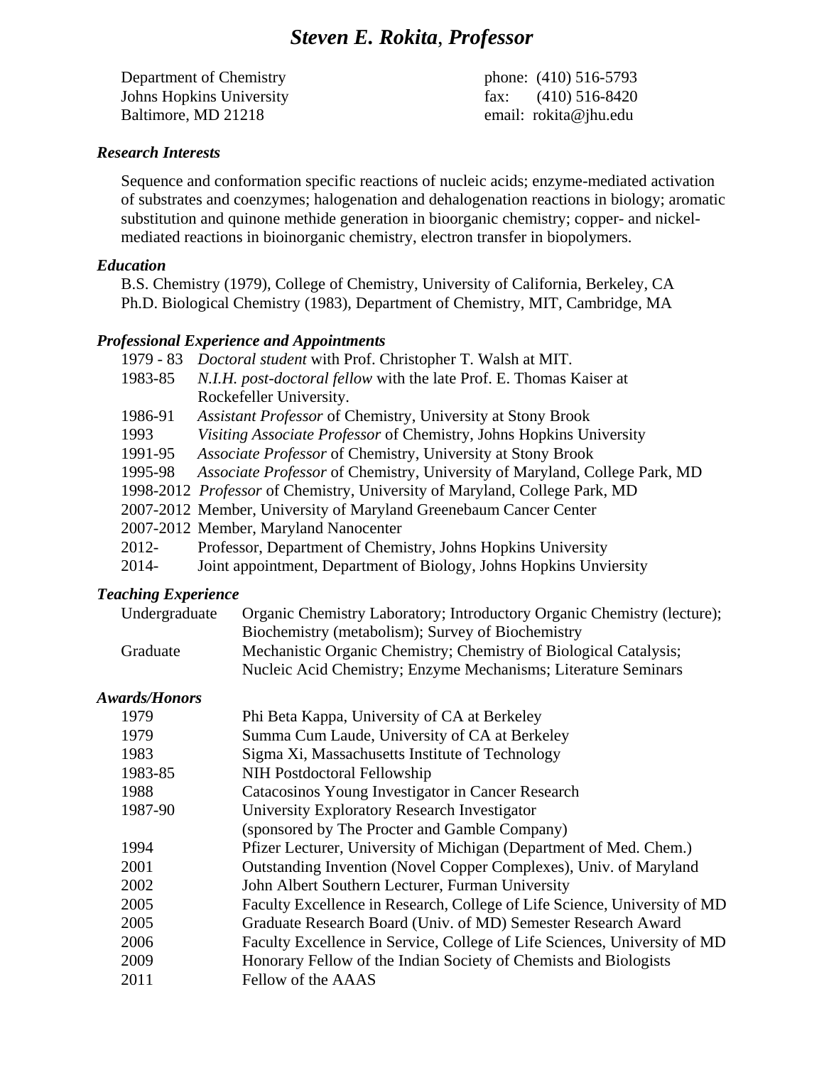# *Steven E. Rokita, Professor*

Department of Chemistry
Johns Hopkins University
Baltimore, MD 21218

phone: (410) 516-5793
fax: (410) 516-8420
email: rokita@jhu.edu

### *Research Interests*

Sequence and conformation specific reactions of nucleic acids; enzyme-mediated activation of substrates and coenzymes; halogenation and dehalogenation reactions in biology; aromatic substitution and quinone methide generation in bioorganic chemistry; copper- and nickel-mediated reactions in bioinorganic chemistry, electron transfer in biopolymers.

### *Education*

B.S. Chemistry (1979), College of Chemistry, University of California, Berkeley, CA
Ph.D. Biological Chemistry (1983), Department of Chemistry, MIT, Cambridge, MA

### *Professional Experience and Appointments*

| | |
|---|---|
| 1979 - 83 | *Doctoral student* with Prof. Christopher T. Walsh at MIT. |
| 1983-85 | *N.I.H. post-doctoral fellow* with the late Prof. E. Thomas Kaiser at Rockefeller University. |
| 1986-91 | *Assistant Professor* of Chemistry, University at Stony Brook |
| 1993 | *Visiting Associate Professor* of Chemistry, Johns Hopkins University |
| 1991-95 | *Associate Professor* of Chemistry, University at Stony Brook |
| 1995-98 | *Associate Professor* of Chemistry, University of Maryland, College Park, MD |
| 1998-2012 | *Professor* of Chemistry, University of Maryland, College Park, MD |
| 2007-2012 | Member, University of Maryland Greenebaum Cancer Center |
| 2007-2012 | Member, Maryland Nanocenter |
| 2012- | Professor, Department of Chemistry, Johns Hopkins University |
| 2014- | Joint appointment, Department of Biology, Johns Hopkins Unviersity |

### *Teaching Experience*

| | |
|---|---|
| Undergraduate | Organic Chemistry Laboratory; Introductory Organic Chemistry (lecture); Biochemistry (metabolism); Survey of Biochemistry |
| Graduate | Mechanistic Organic Chemistry; Chemistry of Biological Catalysis; Nucleic Acid Chemistry; Enzyme Mechanisms; Literature Seminars |

### *Awards/Honors*

| | |
|---|---|
| 1979 | Phi Beta Kappa, University of CA at Berkeley |
| 1979 | Summa Cum Laude, University of CA at Berkeley |
| 1983 | Sigma Xi, Massachusetts Institute of Technology |
| 1983-85 | NIH Postdoctoral Fellowship |
| 1988 | Catacosinos Young Investigator in Cancer Research |
| 1987-90 | University Exploratory Research Investigator (sponsored by The Procter and Gamble Company) |
| 1994 | Pfizer Lecturer, University of Michigan (Department of Med. Chem.) |
| 2001 | Outstanding Invention (Novel Copper Complexes), Univ. of Maryland |
| 2002 | John Albert Southern Lecturer, Furman University |
| 2005 | Faculty Excellence in Research, College of Life Science, University of MD |
| 2005 | Graduate Research Board (Univ. of MD) Semester Research Award |
| 2006 | Faculty Excellence in Service, College of Life Sciences, University of MD |
| 2009 | Honorary Fellow of the Indian Society of Chemists and Biologists |
| 2011 | Fellow of the AAAS |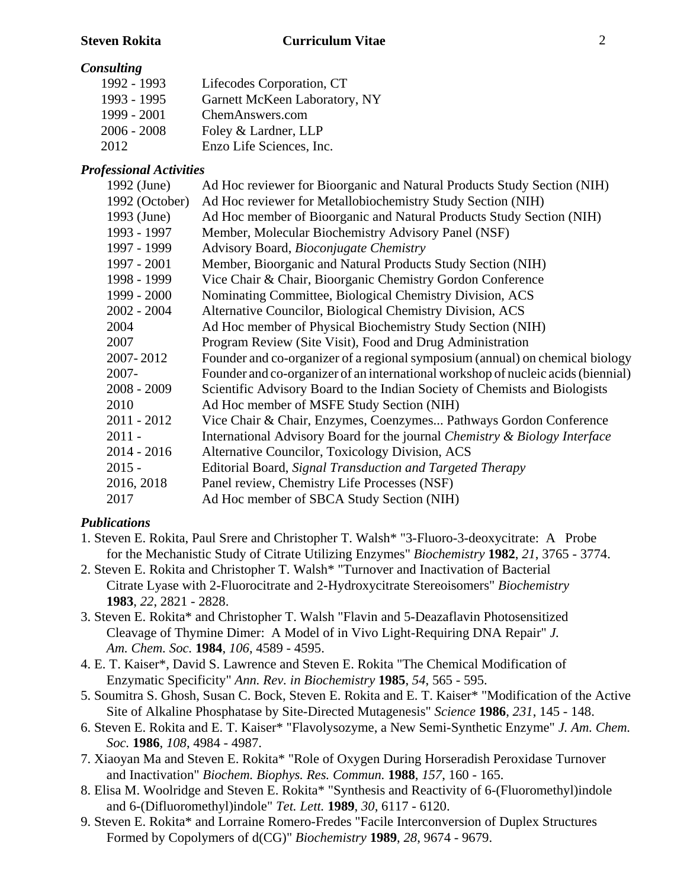### *Consulting*

| | |
|---|---|
| 1992 - 1993 | Lifecodes Corporation, CT |
| 1993 - 1995 | Garnett McKeen Laboratory, NY |
| 1999 - 2001 | ChemAnswers.com |
| 2006 - 2008 | Foley & Lardner, LLP |
| 2012 | Enzo Life Sciences, Inc. |

### *Professional Activities*

| | |
|---|---|
| 1992 (June) | Ad Hoc reviewer for Bioorganic and Natural Products Study Section (NIH) |
| 1992 (October) | Ad Hoc reviewer for Metallobiochemistry Study Section (NIH) |
| 1993 (June) | Ad Hoc member of Bioorganic and Natural Products Study Section (NIH) |
| 1993 - 1997 | Member, Molecular Biochemistry Advisory Panel (NSF) |
| 1997 - 1999 | Advisory Board, *Bioconjugate Chemistry* |
| 1997 - 2001 | Member, Bioorganic and Natural Products Study Section (NIH) |
| 1998 - 1999 | Vice Chair & Chair, Bioorganic Chemistry Gordon Conference |
| 1999 - 2000 | Nominating Committee, Biological Chemistry Division, ACS |
| 2002 - 2004 | Alternative Councilor, Biological Chemistry Division, ACS |
| 2004 | Ad Hoc member of Physical Biochemistry Study Section (NIH) |
| 2007 | Program Review (Site Visit), Food and Drug Administration |
| 2007- 2012 | Founder and co-organizer of a regional symposium (annual) on chemical biology |
| 2007- | Founder and co-organizer of an international workshop of nucleic acids (biennial) |
| 2008 - 2009 | Scientific Advisory Board to the Indian Society of Chemists and Biologists |
| 2010 | Ad Hoc member of MSFE Study Section (NIH) |
| 2011 - 2012 | Vice Chair & Chair, Enzymes, Coenzymes... Pathways Gordon Conference |
| 2011 - | International Advisory Board for the journal *Chemistry & Biology Interface* |
| 2014 - 2016 | Alternative Councilor, Toxicology Division, ACS |
| 2015 - | Editorial Board, *Signal Transduction and Targeted Therapy* |
| 2016, 2018 | Panel review, Chemistry Life Processes (NSF) |
| 2017 | Ad Hoc member of SBCA Study Section (NIH) |

### *Publications*

1. Steven E. Rokita, Paul Srere and Christopher T. Walsh* "3-Fluoro-3-deoxycitrate: A Probe for the Mechanistic Study of Citrate Utilizing Enzymes" *Biochemistry* **1982**, *21*, 3765 - 3774.
2. Steven E. Rokita and Christopher T. Walsh* "Turnover and Inactivation of Bacterial Citrate Lyase with 2-Fluorocitrate and 2-Hydroxycitrate Stereoisomers" *Biochemistry* **1983**, *22*, 2821 - 2828.
3. Steven E. Rokita* and Christopher T. Walsh "Flavin and 5-Deazaflavin Photosensitized Cleavage of Thymine Dimer: A Model of in Vivo Light-Requiring DNA Repair" *J. Am. Chem. Soc.* **1984**, *106*, 4589 - 4595.
4. E. T. Kaiser*, David S. Lawrence and Steven E. Rokita "The Chemical Modification of Enzymatic Specificity" *Ann. Rev. in Biochemistry* **1985**, *54*, 565 - 595.
5. Soumitra S. Ghosh, Susan C. Bock, Steven E. Rokita and E. T. Kaiser* "Modification of the Active Site of Alkaline Phosphatase by Site-Directed Mutagenesis" *Science* **1986**, *231*, 145 - 148.
6. Steven E. Rokita and E. T. Kaiser* "Flavolysozyme, a New Semi-Synthetic Enzyme" *J. Am. Chem. Soc.* **1986**, *108*, 4984 - 4987.
7. Xiaoyan Ma and Steven E. Rokita* "Role of Oxygen During Horseradish Peroxidase Turnover and Inactivation" *Biochem. Biophys. Res. Commun.* **1988**, *157*, 160 - 165.
8. Elisa M. Woolridge and Steven E. Rokita* "Synthesis and Reactivity of 6-(Fluoromethyl)indole and 6-(Difluoromethyl)indole" *Tet. Lett.* **1989**, *30*, 6117 - 6120.
9. Steven E. Rokita* and Lorraine Romero-Fredes "Facile Interconversion of Duplex Structures Formed by Copolymers of d(CG)" *Biochemistry* **1989**, *28*, 9674 - 9679.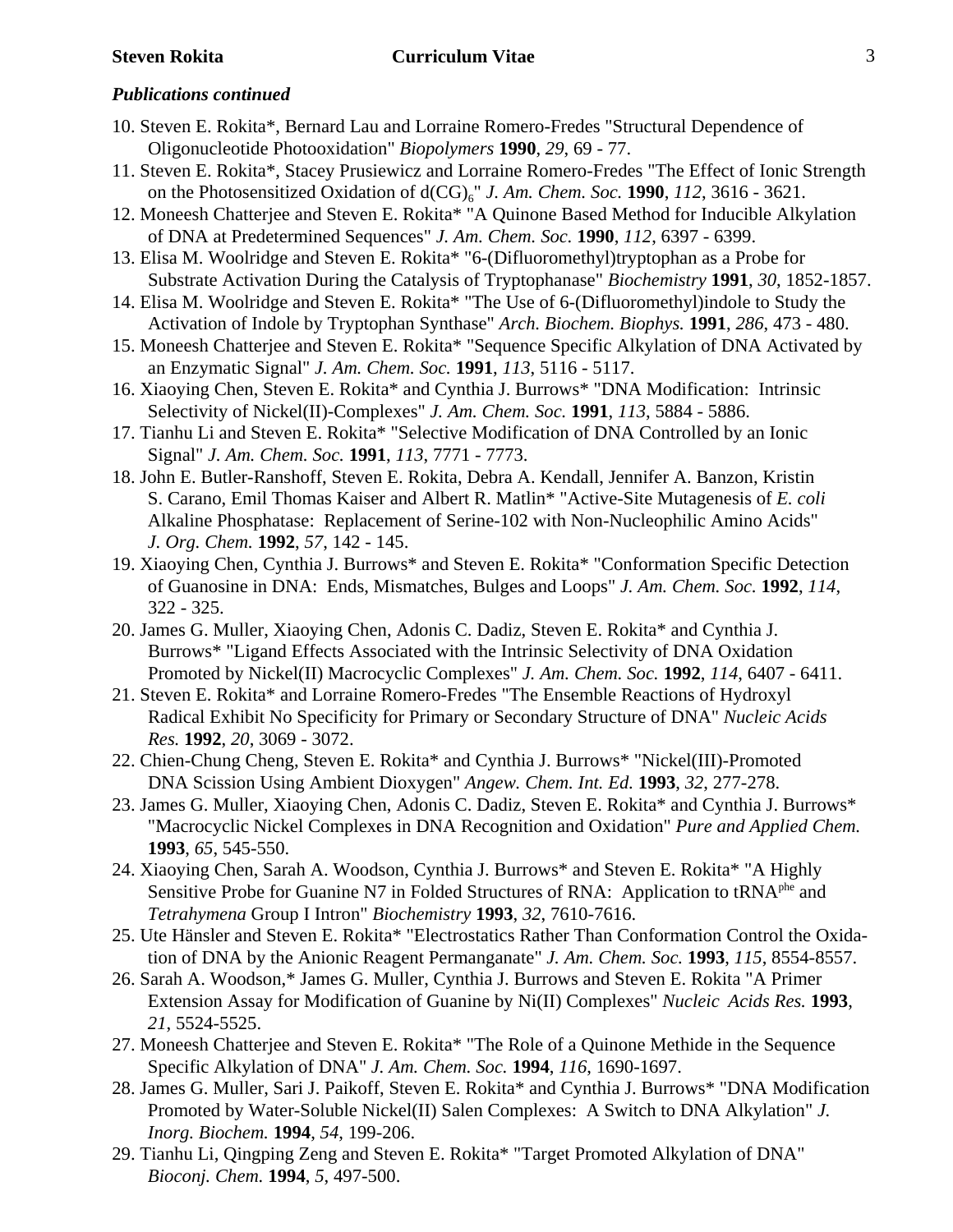### *Publications continued*

10. Steven E. Rokita*, Bernard Lau and Lorraine Romero-Fredes "Structural Dependence of Oligonucleotide Photooxidation" *Biopolymers* **1990**, *29*, 69 - 77.
11. Steven E. Rokita*, Stacey Prusiewicz and Lorraine Romero-Fredes "The Effect of Ionic Strength on the Photosensitized Oxidation of $d(CG)_6$" *J. Am. Chem. Soc.* **1990**, *112*, 3616 - 3621.
12. Moneesh Chatterjee and Steven E. Rokita* "A Quinone Based Method for Inducible Alkylation of DNA at Predetermined Sequences" *J. Am. Chem. Soc.* **1990**, *112*, 6397 - 6399.
13. Elisa M. Woolridge and Steven E. Rokita* "6-(Difluoromethyl)tryptophan as a Probe for Substrate Activation During the Catalysis of Tryptophanase" *Biochemistry* **1991**, *30*, 1852-1857.
14. Elisa M. Woolridge and Steven E. Rokita* "The Use of 6-(Difluoromethyl)indole to Study the Activation of Indole by Tryptophan Synthase" *Arch. Biochem. Biophys.* **1991**, *286*, 473 - 480.
15. Moneesh Chatterjee and Steven E. Rokita* "Sequence Specific Alkylation of DNA Activated by an Enzymatic Signal" *J. Am. Chem. Soc.* **1991**, *113*, 5116 - 5117.
16. Xiaoying Chen, Steven E. Rokita* and Cynthia J. Burrows* "DNA Modification: Intrinsic Selectivity of Nickel(II)-Complexes" *J. Am. Chem. Soc.* **1991**, *113*, 5884 - 5886.
17. Tianhu Li and Steven E. Rokita* "Selective Modification of DNA Controlled by an Ionic Signal" *J. Am. Chem. Soc.* **1991**, *113*, 7771 - 7773.
18. John E. Butler-Ranshoff, Steven E. Rokita, Debra A. Kendall, Jennifer A. Banzon, Kristin S. Carano, Emil Thomas Kaiser and Albert R. Matlin* "Active-Site Mutagenesis of *E. coli* Alkaline Phosphatase: Replacement of Serine-102 with Non-Nucleophilic Amino Acids" *J. Org. Chem.* **1992**, *57*, 142 - 145.
19. Xiaoying Chen, Cynthia J. Burrows* and Steven E. Rokita* "Conformation Specific Detection of Guanosine in DNA: Ends, Mismatches, Bulges and Loops" *J. Am. Chem. Soc.* **1992**, *114*, 322 - 325.
20. James G. Muller, Xiaoying Chen, Adonis C. Dadiz, Steven E. Rokita* and Cynthia J. Burrows* "Ligand Effects Associated with the Intrinsic Selectivity of DNA Oxidation Promoted by Nickel(II) Macrocyclic Complexes" *J. Am. Chem. Soc.* **1992**, *114*, 6407 - 6411.
21. Steven E. Rokita* and Lorraine Romero-Fredes "The Ensemble Reactions of Hydroxyl Radical Exhibit No Specificity for Primary or Secondary Structure of DNA" *Nucleic Acids Res.* **1992**, *20*, 3069 - 3072.
22. Chien-Chung Cheng, Steven E. Rokita* and Cynthia J. Burrows* "Nickel(III)-Promoted DNA Scission Using Ambient Dioxygen" *Angew. Chem. Int. Ed.* **1993**, *32*, 277-278.
23. James G. Muller, Xiaoying Chen, Adonis C. Dadiz, Steven E. Rokita* and Cynthia J. Burrows* "Macrocyclic Nickel Complexes in DNA Recognition and Oxidation" *Pure and Applied Chem.* **1993**, *65*, 545-550.
24. Xiaoying Chen, Sarah A. Woodson, Cynthia J. Burrows* and Steven E. Rokita* "A Highly Sensitive Probe for Guanine N7 in Folded Structures of RNA: Application to $tRNA^{phe}$ and *Tetrahymena* Group I Intron" *Biochemistry* **1993**, *32*, 7610-7616.
25. Ute Hänsler and Steven E. Rokita* "Electrostatics Rather Than Conformation Control the Oxidation of DNA by the Anionic Reagent Permanganate" *J. Am. Chem. Soc.* **1993**, *115*, 8554-8557.
26. Sarah A. Woodson,* James G. Muller, Cynthia J. Burrows and Steven E. Rokita "A Primer Extension Assay for Modification of Guanine by Ni(II) Complexes" *Nucleic Acids Res.* **1993**, *21*, 5524-5525.
27. Moneesh Chatterjee and Steven E. Rokita* "The Role of a Quinone Methide in the Sequence Specific Alkylation of DNA" *J. Am. Chem. Soc.* **1994**, *116*, 1690-1697.
28. James G. Muller, Sari J. Paikoff, Steven E. Rokita* and Cynthia J. Burrows* "DNA Modification Promoted by Water-Soluble Nickel(II) Salen Complexes: A Switch to DNA Alkylation" *J. Inorg. Biochem.* **1994**, *54*, 199-206.
29. Tianhu Li, Qingping Zeng and Steven E. Rokita* "Target Promoted Alkylation of DNA" *Bioconj. Chem.* **1994**, *5*, 497-500.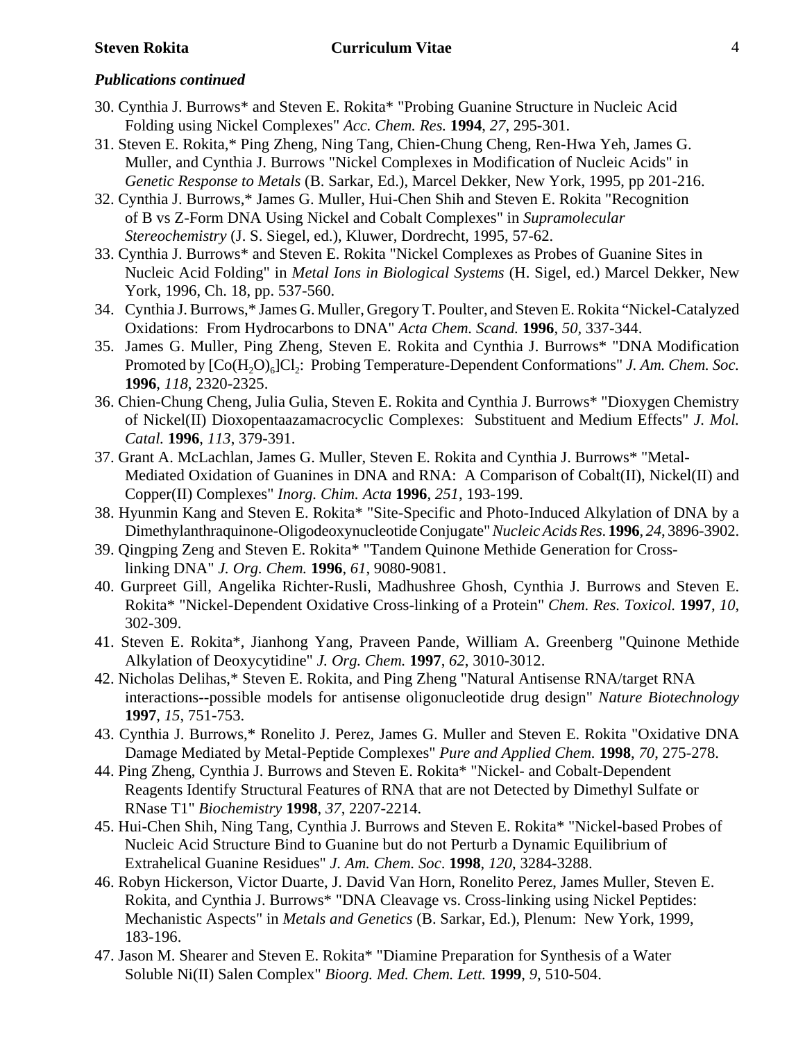***Publications continued***

30. Cynthia J. Burrows* and Steven E. Rokita* "Probing Guanine Structure in Nucleic Acid Folding using Nickel Complexes" *Acc. Chem. Res.* **1994**, *27*, 295-301.
31. Steven E. Rokita,* Ping Zheng, Ning Tang, Chien-Chung Cheng, Ren-Hwa Yeh, James G. Muller, and Cynthia J. Burrows "Nickel Complexes in Modification of Nucleic Acids" in *Genetic Response to Metals* (B. Sarkar, Ed.), Marcel Dekker, New York, 1995, pp 201-216.
32. Cynthia J. Burrows,* James G. Muller, Hui-Chen Shih and Steven E. Rokita "Recognition of B vs Z-Form DNA Using Nickel and Cobalt Complexes" in *Supramolecular Stereochemistry* (J. S. Siegel, ed.), Kluwer, Dordrecht, 1995, 57-62.
33. Cynthia J. Burrows* and Steven E. Rokita "Nickel Complexes as Probes of Guanine Sites in Nucleic Acid Folding" in *Metal Ions in Biological Systems* (H. Sigel, ed.) Marcel Dekker, New York, 1996, Ch. 18, pp. 537-560.
34. Cynthia J. Burrows,* James G. Muller, Gregory T. Poulter, and Steven E. Rokita "Nickel-Catalyzed Oxidations: From Hydrocarbons to DNA" *Acta Chem. Scand.* **1996**, *50*, 337-344.
35. James G. Muller, Ping Zheng, Steven E. Rokita and Cynthia J. Burrows* "DNA Modification Promoted by $[Co(H_2O)_6]Cl_2$: Probing Temperature-Dependent Conformations" *J. Am. Chem. Soc.* **1996**, *118*, 2320-2325.
36. Chien-Chung Cheng, Julia Gulia, Steven E. Rokita and Cynthia J. Burrows* "Dioxygen Chemistry of Nickel(II) Dioxopentaazamacrocyclic Complexes: Substituent and Medium Effects" *J. Mol. Catal.* **1996**, *113*, 379-391.
37. Grant A. McLachlan, James G. Muller, Steven E. Rokita and Cynthia J. Burrows* "Metal-Mediated Oxidation of Guanines in DNA and RNA: A Comparison of Cobalt(II), Nickel(II) and Copper(II) Complexes" *Inorg. Chim. Acta* **1996**, *251*, 193-199.
38. Hyunmin Kang and Steven E. Rokita* "Site-Specific and Photo-Induced Alkylation of DNA by a Dimethylanthraquinone-Oligodeoxynucleotide Conjugate" *Nucleic Acids Res.* **1996**, *24*, 3896-3902.
39. Qingping Zeng and Steven E. Rokita* "Tandem Quinone Methide Generation for Cross-linking DNA" *J. Org. Chem.* **1996**, *61*, 9080-9081.
40. Gurpreet Gill, Angelika Richter-Rusli, Madhushree Ghosh, Cynthia J. Burrows and Steven E. Rokita* "Nickel-Dependent Oxidative Cross-linking of a Protein" *Chem. Res. Toxicol.* **1997**, *10*, 302-309.
41. Steven E. Rokita*, Jianhong Yang, Praveen Pande, William A. Greenberg "Quinone Methide Alkylation of Deoxycytidine" *J. Org. Chem.* **1997**, *62*, 3010-3012.
42. Nicholas Delihas,* Steven E. Rokita, and Ping Zheng "Natural Antisense RNA/target RNA interactions--possible models for antisense oligonucleotide drug design" *Nature Biotechnology* **1997**, *15*, 751-753.
43. Cynthia J. Burrows,* Ronelito J. Perez, James G. Muller and Steven E. Rokita "Oxidative DNA Damage Mediated by Metal-Peptide Complexes" *Pure and Applied Chem.* **1998**, *70*, 275-278.
44. Ping Zheng, Cynthia J. Burrows and Steven E. Rokita* "Nickel- and Cobalt-Dependent Reagents Identify Structural Features of RNA that are not Detected by Dimethyl Sulfate or RNase T1" *Biochemistry* **1998**, *37*, 2207-2214.
45. Hui-Chen Shih, Ning Tang, Cynthia J. Burrows and Steven E. Rokita* "Nickel-based Probes of Nucleic Acid Structure Bind to Guanine but do not Perturb a Dynamic Equilibrium of Extrahelical Guanine Residues" *J. Am. Chem. Soc*. **1998**, *120*, 3284-3288.
46. Robyn Hickerson, Victor Duarte, J. David Van Horn, Ronelito Perez, James Muller, Steven E. Rokita, and Cynthia J. Burrows* "DNA Cleavage vs. Cross-linking using Nickel Peptides: Mechanistic Aspects" in *Metals and Genetics* (B. Sarkar, Ed.), Plenum: New York, 1999, 183-196.
47. Jason M. Shearer and Steven E. Rokita* "Diamine Preparation for Synthesis of a Water Soluble Ni(II) Salen Complex" *Bioorg. Med. Chem. Lett.* **1999**, *9*, 510-504.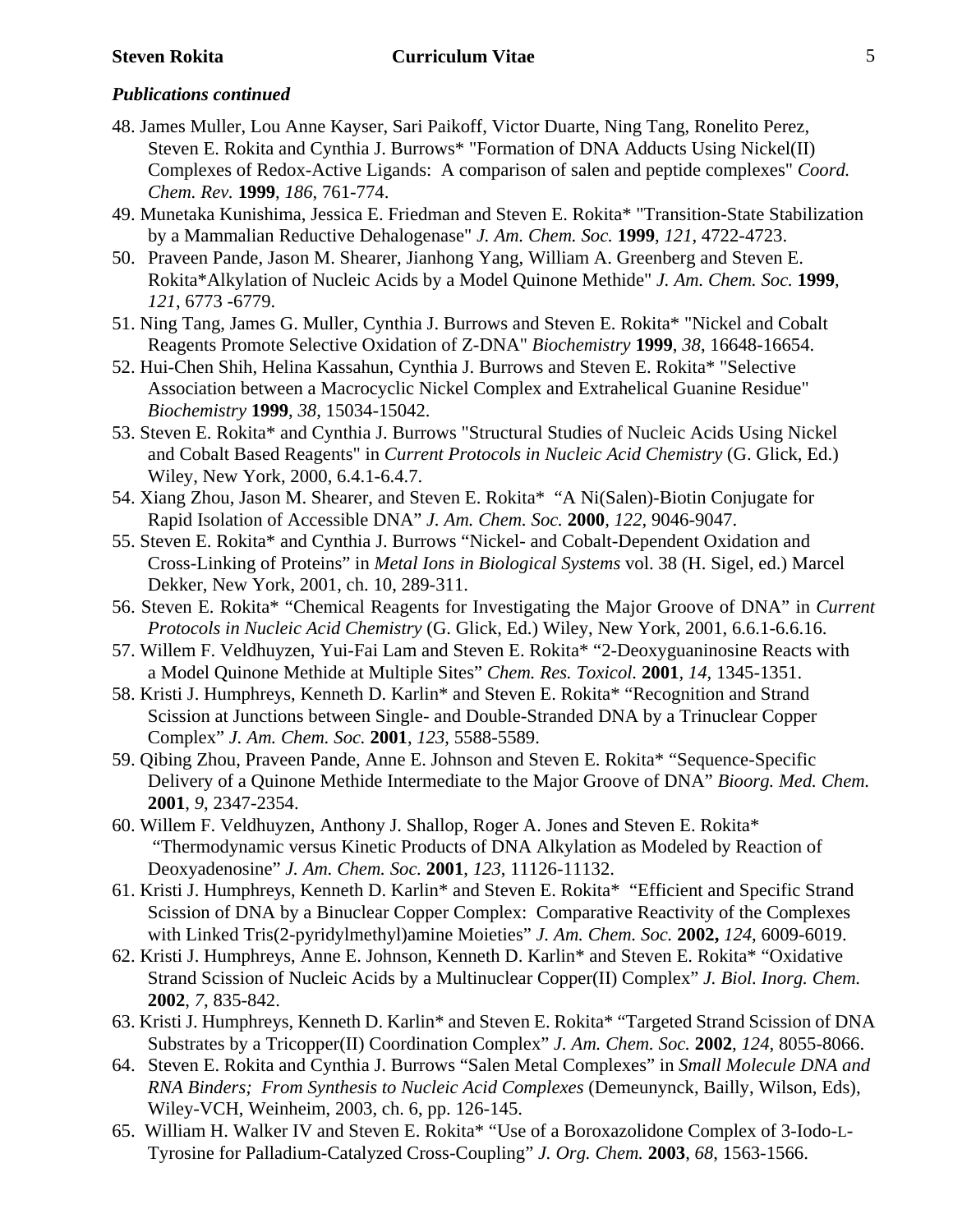***Publications continued***

48. James Muller, Lou Anne Kayser, Sari Paikoff, Victor Duarte, Ning Tang, Ronelito Perez, Steven E. Rokita and Cynthia J. Burrows* "Formation of DNA Adducts Using Nickel(II) Complexes of Redox-Active Ligands: A comparison of salen and peptide complexes" *Coord. Chem. Rev.* **1999**, *186*, 761-774.
49. Munetaka Kunishima, Jessica E. Friedman and Steven E. Rokita* "Transition-State Stabilization by a Mammalian Reductive Dehalogenase" *J. Am. Chem. Soc.* **1999**, *121*, 4722-4723.
50. Praveen Pande, Jason M. Shearer, Jianhong Yang, William A. Greenberg and Steven E. Rokita*Alkylation of Nucleic Acids by a Model Quinone Methide" *J. Am. Chem. Soc.* **1999**, *121*, 6773 -6779.
51. Ning Tang, James G. Muller, Cynthia J. Burrows and Steven E. Rokita* "Nickel and Cobalt Reagents Promote Selective Oxidation of Z-DNA" *Biochemistry* **1999**, *38*, 16648-16654.
52. Hui-Chen Shih, Helina Kassahun, Cynthia J. Burrows and Steven E. Rokita* "Selective Association between a Macrocyclic Nickel Complex and Extrahelical Guanine Residue" *Biochemistry* **1999**, *38*, 15034-15042.
53. Steven E. Rokita* and Cynthia J. Burrows "Structural Studies of Nucleic Acids Using Nickel and Cobalt Based Reagents" in *Current Protocols in Nucleic Acid Chemistry* (G. Glick, Ed.) Wiley, New York, 2000, 6.4.1-6.4.7.
54. Xiang Zhou, Jason M. Shearer, and Steven E. Rokita* "A Ni(Salen)-Biotin Conjugate for Rapid Isolation of Accessible DNA" *J. Am. Chem. Soc.* **2000**, *122,* 9046-9047.
55. Steven E. Rokita* and Cynthia J. Burrows "Nickel- and Cobalt-Dependent Oxidation and Cross-Linking of Proteins" in *Metal Ions in Biological Systems* vol. 38 (H. Sigel, ed.) Marcel Dekker, New York, 2001, ch. 10, 289-311.
56. Steven E. Rokita* "Chemical Reagents for Investigating the Major Groove of DNA" in *Current Protocols in Nucleic Acid Chemistry* (G. Glick, Ed.) Wiley, New York, 2001, 6.6.1-6.6.16.
57. Willem F. Veldhuyzen, Yui-Fai Lam and Steven E. Rokita* "2-Deoxyguaninosine Reacts with a Model Quinone Methide at Multiple Sites" *Chem. Res. Toxicol.* **2001**, *14,* 1345-1351.
58. Kristi J. Humphreys, Kenneth D. Karlin* and Steven E. Rokita* "Recognition and Strand Scission at Junctions between Single- and Double-Stranded DNA by a Trinuclear Copper Complex" *J. Am. Chem. Soc.* **2001**, *123*, 5588-5589.
59. Qibing Zhou, Praveen Pande, Anne E. Johnson and Steven E. Rokita* "Sequence-Specific Delivery of a Quinone Methide Intermediate to the Major Groove of DNA" *Bioorg. Med. Chem.* **2001**, *9*, 2347-2354.
60. Willem F. Veldhuyzen, Anthony J. Shallop, Roger A. Jones and Steven E. Rokita* "Thermodynamic versus Kinetic Products of DNA Alkylation as Modeled by Reaction of Deoxyadenosine" *J. Am. Chem. Soc.* **2001**, *123*, 11126-11132.
61. Kristi J. Humphreys, Kenneth D. Karlin* and Steven E. Rokita* "Efficient and Specific Strand Scission of DNA by a Binuclear Copper Complex: Comparative Reactivity of the Complexes with Linked Tris(2-pyridylmethyl)amine Moieties" *J. Am. Chem. Soc.* **2002,** *124*, 6009-6019.
62. Kristi J. Humphreys, Anne E. Johnson, Kenneth D. Karlin* and Steven E. Rokita* "Oxidative Strand Scission of Nucleic Acids by a Multinuclear Copper(II) Complex" *J. Biol. Inorg. Chem.* **2002**, *7*, 835-842.
63. Kristi J. Humphreys, Kenneth D. Karlin* and Steven E. Rokita* "Targeted Strand Scission of DNA Substrates by a Tricopper(II) Coordination Complex" *J. Am. Chem. Soc.* **2002**, *124*, 8055-8066.
64. Steven E. Rokita and Cynthia J. Burrows "Salen Metal Complexes" in *Small Molecule DNA and RNA Binders; From Synthesis to Nucleic Acid Complexes* (Demeunynck, Bailly, Wilson, Eds), Wiley-VCH, Weinheim, 2003, ch. 6, pp. 126-145.
65. William H. Walker IV and Steven E. Rokita* "Use of a Boroxazolidone Complex of 3-Iodo-L-Tyrosine for Palladium-Catalyzed Cross-Coupling" *J. Org. Chem.* **2003**, *68*, 1563-1566.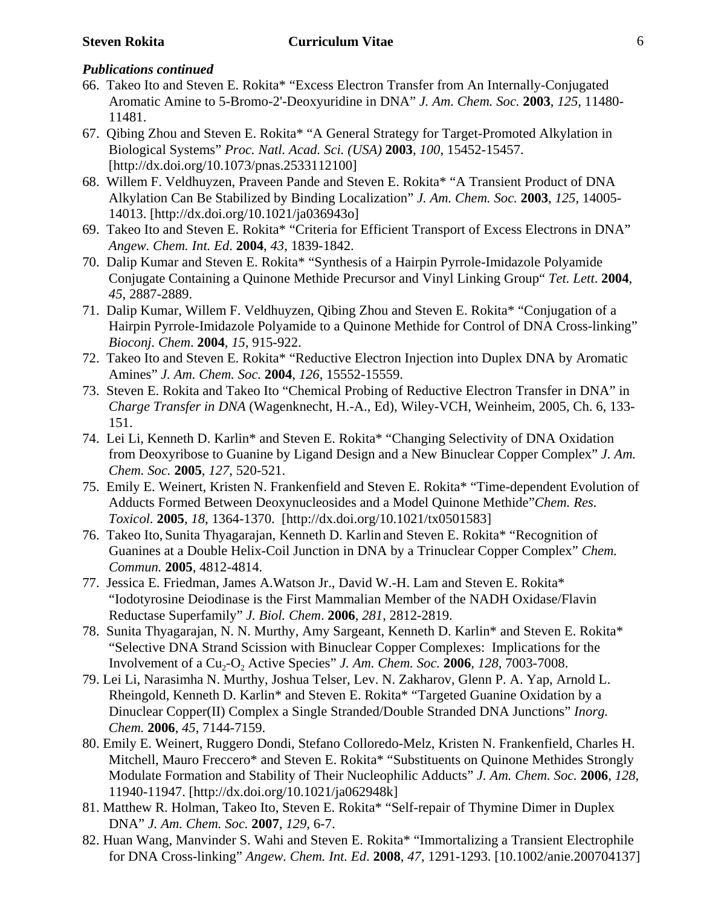### *Publications continued*

66. Takeo Ito and Steven E. Rokita* "Excess Electron Transfer from An Internally-Conjugated Aromatic Amine to 5-Bromo-2'-Deoxyuridine in DNA" *J. Am. Chem. Soc.* **2003**, *125*, 11480-11481.
67. Qibing Zhou and Steven E. Rokita* "A General Strategy for Target-Promoted Alkylation in Biological Systems" *Proc. Natl. Acad. Sci. (USA)* **2003**, *100*, 15452-15457. [http://dx.doi.org/10.1073/pnas.2533112100]
68. Willem F. Veldhuyzen, Praveen Pande and Steven E. Rokita* "A Transient Product of DNA Alkylation Can Be Stabilized by Binding Localization" *J. Am. Chem. Soc.* **2003**, *125*, 14005-14013. [http://dx.doi.org/10.1021/ja036943o]
69. Takeo Ito and Steven E. Rokita* "Criteria for Efficient Transport of Excess Electrons in DNA" *Angew. Chem. Int. Ed*. **2004**, *43*, 1839-1842.
70. Dalip Kumar and Steven E. Rokita* "Synthesis of a Hairpin Pyrrole-Imidazole Polyamide Conjugate Containing a Quinone Methide Precursor and Vinyl Linking Group" *Tet. Lett*. **2004**, *45*, 2887-2889.
71. Dalip Kumar, Willem F. Veldhuyzen, Qibing Zhou and Steven E. Rokita* "Conjugation of a Hairpin Pyrrole-Imidazole Polyamide to a Quinone Methide for Control of DNA Cross-linking" *Bioconj. Chem*. **2004**, *15*, 915-922.
72. Takeo Ito and Steven E. Rokita* "Reductive Electron Injection into Duplex DNA by Aromatic Amines" *J. Am. Chem. Soc.* **2004**, *126*, 15552-15559.
73. Steven E. Rokita and Takeo Ito "Chemical Probing of Reductive Electron Transfer in DNA" in *Charge Transfer in DNA* (Wagenknecht, H.-A., Ed), Wiley-VCH, Weinheim, 2005, Ch. 6, 133-151.
74. Lei Li, Kenneth D. Karlin* and Steven E. Rokita* "Changing Selectivity of DNA Oxidation from Deoxyribose to Guanine by Ligand Design and a New Binuclear Copper Complex" *J. Am. Chem. Soc.* **2005**, *127*, 520-521.
75. Emily E. Weinert, Kristen N. Frankenfield and Steven E. Rokita* "Time-dependent Evolution of Adducts Formed Between Deoxynucleosides and a Model Quinone Methide" *Chem. Res. Toxicol*. **2005**, *18*, 1364-1370. [http://dx.doi.org/10.1021/tx0501583]
76. Takeo Ito, Sunita Thyagarajan, Kenneth D. Karlin and Steven E. Rokita* "Recognition of Guanines at a Double Helix-Coil Junction in DNA by a Trinuclear Copper Complex" *Chem. Commun.* **2005**, 4812-4814.
77. Jessica E. Friedman, James A.Watson Jr., David W.-H. Lam and Steven E. Rokita* "Iodotyrosine Deiodinase is the First Mammalian Member of the NADH Oxidase/Flavin Reductase Superfamily" *J. Biol. Chem*. **2006**, *281*, 2812-2819.
78. Sunita Thyagarajan, N. N. Murthy, Amy Sargeant, Kenneth D. Karlin* and Steven E. Rokita* "Selective DNA Strand Scission with Binuclear Copper Complexes: Implications for the Involvement of a $Cu_2$-$O_2$ Active Species" *J. Am. Chem. Soc.* **2006**, *128*, 7003-7008.
79. Lei Li, Narasimha N. Murthy, Joshua Telser, Lev. N. Zakharov, Glenn P. A. Yap, Arnold L. Rheingold, Kenneth D. Karlin* and Steven E. Rokita* "Targeted Guanine Oxidation by a Dinuclear Copper(II) Complex a Single Stranded/Double Stranded DNA Junctions" *Inorg. Chem.* **2006**, *45*, 7144-7159.
80. Emily E. Weinert, Ruggero Dondi, Stefano Colloredo-Melz, Kristen N. Frankenfield, Charles H. Mitchell, Mauro Freccero* and Steven E. Rokita* "Substituents on Quinone Methides Strongly Modulate Formation and Stability of Their Nucleophilic Adducts" *J. Am. Chem. Soc.* **2006**, *128*, 11940-11947. [http://dx.doi.org/10.1021/ja062948k]
81. Matthew R. Holman, Takeo Ito, Steven E. Rokita* "Self-repair of Thymine Dimer in Duplex DNA" *J. Am. Chem. Soc.* **2007**, *129*, 6-7.
82. Huan Wang, Manvinder S. Wahi and Steven E. Rokita* "Immortalizing a Transient Electrophile for DNA Cross-linking" *Angew. Chem. Int. Ed*. **2008**, *47*, 1291-1293. [10.1002/anie.200704137]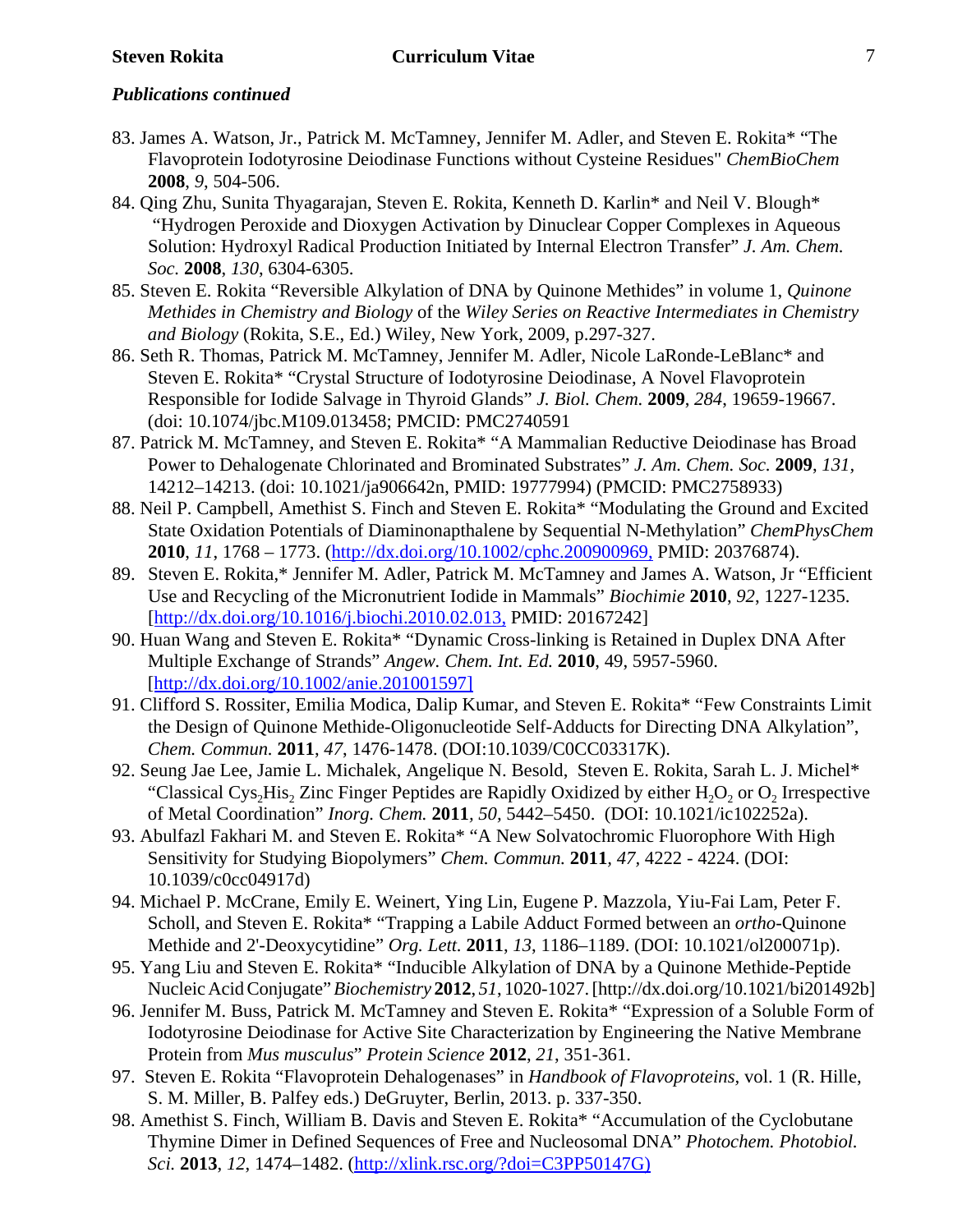***Publications continued***

83. James A. Watson, Jr., Patrick M. McTamney, Jennifer M. Adler, and Steven E. Rokita* "The Flavoprotein Iodotyrosine Deiodinase Functions without Cysteine Residues" *ChemBioChem* **2008**, *9*, 504-506.
84. Qing Zhu, Sunita Thyagarajan, Steven E. Rokita, Kenneth D. Karlin* and Neil V. Blough* "Hydrogen Peroxide and Dioxygen Activation by Dinuclear Copper Complexes in Aqueous Solution: Hydroxyl Radical Production Initiated by Internal Electron Transfer" *J. Am. Chem. Soc.* **2008**, *130*, 6304-6305.
85. Steven E. Rokita "Reversible Alkylation of DNA by Quinone Methides" in volume 1, *Quinone Methides in Chemistry and Biology* of the *Wiley Series on Reactive Intermediates in Chemistry and Biology* (Rokita, S.E., Ed.) Wiley, New York, 2009, p.297-327.
86. Seth R. Thomas, Patrick M. McTamney, Jennifer M. Adler, Nicole LaRonde-LeBlanc* and Steven E. Rokita* "Crystal Structure of Iodotyrosine Deiodinase, A Novel Flavoprotein Responsible for Iodide Salvage in Thyroid Glands" *J. Biol. Chem.* **2009**, *284*, 19659-19667. (doi: 10.1074/jbc.M109.013458; PMCID: PMC2740591
87. Patrick M. McTamney, and Steven E. Rokita* "A Mammalian Reductive Deiodinase has Broad Power to Dehalogenate Chlorinated and Brominated Substrates" *J. Am. Chem. Soc.* **2009**, *131*, 14212–14213. (doi: 10.1021/ja906642n, PMID: 19777994) (PMCID: PMC2758933)
88. Neil P. Campbell, Amethist S. Finch and Steven E. Rokita* "Modulating the Ground and Excited State Oxidation Potentials of Diaminonapthalene by Sequential N-Methylation" *ChemPhysChem* **2010**, *11*, 1768 – 1773. (http://dx.doi.org/10.1002/cphc.200900969, PMID: 20376874).
89. Steven E. Rokita,* Jennifer M. Adler, Patrick M. McTamney and James A. Watson, Jr "Efficient Use and Recycling of the Micronutrient Iodide in Mammals" *Biochimie* **2010**, *92*, 1227-1235. [http://dx.doi.org/10.1016/j.biochi.2010.02.013, PMID: 20167242]
90. Huan Wang and Steven E. Rokita* "Dynamic Cross-linking is Retained in Duplex DNA After Multiple Exchange of Strands" *Angew. Chem. Int. Ed.* **2010**, 49, 5957-5960. [http://dx.doi.org/10.1002/anie.201001597]
91. Clifford S. Rossiter, Emilia Modica, Dalip Kumar, and Steven E. Rokita* "Few Constraints Limit the Design of Quinone Methide-Oligonucleotide Self-Adducts for Directing DNA Alkylation", *Chem. Commun.* **2011**, *47*, 1476-1478. (DOI:10.1039/C0CC03317K).
92. Seung Jae Lee, Jamie L. Michalek, Angelique N. Besold, Steven E. Rokita, Sarah L. J. Michel* "Classical $Cys_2His_2$ Zinc Finger Peptides are Rapidly Oxidized by either $H_2O_2$ or $O_2$ Irrespective of Metal Coordination" *Inorg. Chem.* **2011**, *50,* 5442–5450. (DOI: 10.1021/ic102252a).
93. Abulfazl Fakhari M. and Steven E. Rokita* "A New Solvatochromic Fluorophore With High Sensitivity for Studying Biopolymers" *Chem. Commun.* **2011**, *47,* 4222 - 4224. (DOI: 10.1039/c0cc04917d)
94. Michael P. McCrane, Emily E. Weinert, Ying Lin, Eugene P. Mazzola, Yiu-Fai Lam, Peter F. Scholl, and Steven E. Rokita* "Trapping a Labile Adduct Formed between an *ortho*-Quinone Methide and 2'-Deoxycytidine" *Org. Lett.* **2011**, *13*, 1186–1189. (DOI: 10.1021/ol200071p).
95. Yang Liu and Steven E. Rokita* "Inducible Alkylation of DNA by a Quinone Methide-Peptide Nucleic Acid Conjugate" *Biochemistry* **2012**, *51*, 1020-1027. [http://dx.doi.org/10.1021/bi201492b]
96. Jennifer M. Buss, Patrick M. McTamney and Steven E. Rokita* "Expression of a Soluble Form of Iodotyrosine Deiodinase for Active Site Characterization by Engineering the Native Membrane Protein from *Mus musculus*" *Protein Science* **2012**, *21*, 351-361.
97. Steven E. Rokita "Flavoprotein Dehalogenases" in *Handbook of Flavoproteins,* vol. 1 (R. Hille, S. M. Miller, B. Palfey eds.) DeGruyter, Berlin, 2013. p. 337-350.
98. Amethist S. Finch, William B. Davis and Steven E. Rokita* "Accumulation of the Cyclobutane Thymine Dimer in Defined Sequences of Free and Nucleosomal DNA" *Photochem. Photobiol. Sci.* **2013**, *12*, 1474–1482. (http://xlink.rsc.org/?doi=C3PP50147G)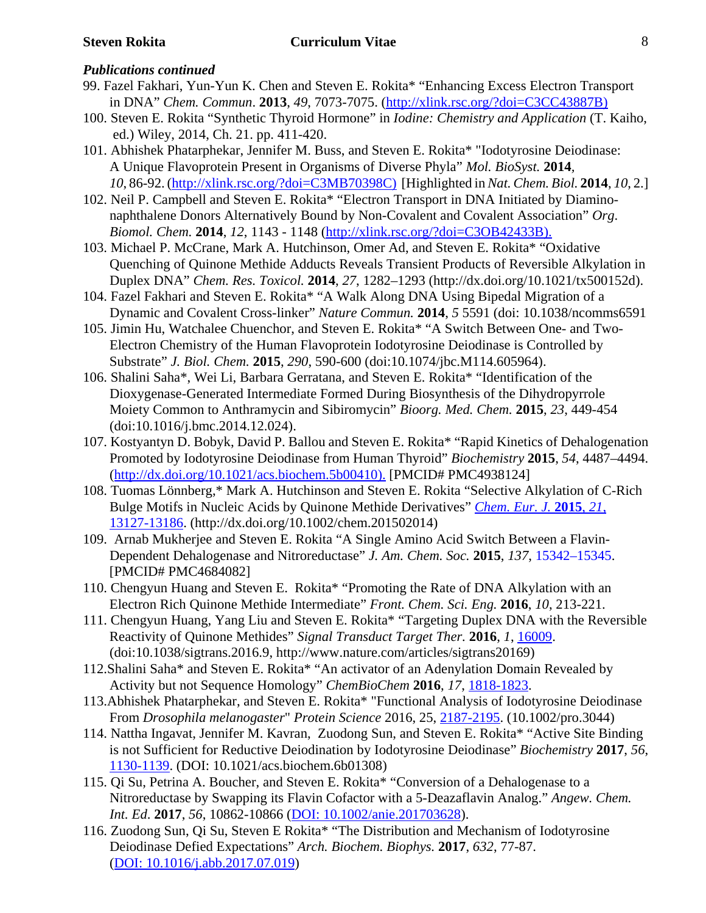***Publications continued***

99. Fazel Fakhari, Yun-Yun K. Chen and Steven E. Rokita* "Enhancing Excess Electron Transport in DNA" *Chem. Commun*. **2013**, *49*, 7073-7075. (http://xlink.rsc.org/?doi=C3CC43887B)
100. Steven E. Rokita "Synthetic Thyroid Hormone" in *Iodine: Chemistry and Application* (T. Kaiho, ed.) Wiley, 2014, Ch. 21. pp. 411-420.
101. Abhishek Phatarphekar, Jennifer M. Buss, and Steven E. Rokita* "Iodotyrosine Deiodinase: A Unique Flavoprotein Present in Organisms of Diverse Phyla" *Mol. BioSyst.* **2014**, *10,* 86-92. (http://xlink.rsc.org/?doi=C3MB70398C) [Highlighted in *Nat. Chem. Biol.* **2014**, *10*, 2.]
102. Neil P. Campbell and Steven E. Rokita* "Electron Transport in DNA Initiated by Diamino-naphthalene Donors Alternatively Bound by Non-Covalent and Covalent Association" *Org. Biomol. Chem.* **2014**, *12*, 1143 - 1148 (http://xlink.rsc.org/?doi=C3OB42433B).
103. Michael P. McCrane, Mark A. Hutchinson, Omer Ad, and Steven E. Rokita* "Oxidative Quenching of Quinone Methide Adducts Reveals Transient Products of Reversible Alkylation in Duplex DNA" *Chem. Res. Toxicol.* **2014**, *27*, 1282–1293 (http://dx.doi.org/10.1021/tx500152d).
104. Fazel Fakhari and Steven E. Rokita* "A Walk Along DNA Using Bipedal Migration of a Dynamic and Covalent Cross-linker" *Nature Commun.* **2014**, *5* 5591 (doi: 10.1038/ncomms6591
105. Jimin Hu, Watchalee Chuenchor, and Steven E. Rokita* "A Switch Between One- and Two-Electron Chemistry of the Human Flavoprotein Iodotyrosine Deiodinase is Controlled by Substrate" *J. Biol. Chem.* **2015**, *290*, 590-600 (doi:10.1074/jbc.M114.605964).
106. Shalini Saha*, Wei Li, Barbara Gerratana, and Steven E. Rokita* "Identification of the Dioxygenase-Generated Intermediate Formed During Biosynthesis of the Dihydropyrrole Moiety Common to Anthramycin and Sibiromycin" *Bioorg. Med. Chem.* **2015**, *23*, 449-454 (doi:10.1016/j.bmc.2014.12.024).
107. Kostyantyn D. Bobyk, David P. Ballou and Steven E. Rokita* "Rapid Kinetics of Dehalogenation Promoted by Iodotyrosine Deiodinase from Human Thyroid" *Biochemistry* **2015**, *54*, 4487–4494. (http://dx.doi.org/10.1021/acs.biochem.5b00410). [PMCID# PMC4938124]
108. Tuomas Lönnberg,* Mark A. Hutchinson and Steven E. Rokita "Selective Alkylation of C-Rich Bulge Motifs in Nucleic Acids by Quinone Methide Derivatives" *Chem. Eur. J.* **2015**, *21*, 13127-13186. (http://dx.doi.org/10.1002/chem.201502014)
109. Arnab Mukherjee and Steven E. Rokita "A Single Amino Acid Switch Between a Flavin-Dependent Dehalogenase and Nitroreductase" *J. Am. Chem. Soc.* **2015**, *137*, 15342–15345. [PMCID# PMC4684082]
110. Chengyun Huang and Steven E. Rokita* "Promoting the Rate of DNA Alkylation with an Electron Rich Quinone Methide Intermediate" *Front. Chem. Sci. Eng.* **2016**, *10*, 213-221.
111. Chengyun Huang, Yang Liu and Steven E. Rokita* "Targeting Duplex DNA with the Reversible Reactivity of Quinone Methides" *Signal Transduct Target Ther.* **2016**, *1*, 16009. (doi:10.1038/sigtrans.2016.9, http://www.nature.com/articles/sigtrans20169)
112. Shalini Saha* and Steven E. Rokita* "An activator of an Adenylation Domain Revealed by Activity but not Sequence Homology" *ChemBioChem* **2016**, *17*, 1818-1823.
113. Abhishek Phatarphekar, and Steven E. Rokita* "Functional Analysis of Iodotyrosine Deiodinase From *Drosophila melanogaster*" *Protein Science* 2016, 25, 2187-2195. (10.1002/pro.3044)
114. Nattha Ingavat, Jennifer M. Kavran, Zuodong Sun, and Steven E. Rokita* "Active Site Binding is not Sufficient for Reductive Deiodination by Iodotyrosine Deiodinase" *Biochemistry* **2017**, *56*, 1130-1139. (DOI: 10.1021/acs.biochem.6b01308)
115. Qi Su, Petrina A. Boucher, and Steven E. Rokita* "Conversion of a Dehalogenase to a Nitroreductase by Swapping its Flavin Cofactor with a 5-Deazaflavin Analog." *Angew. Chem. Int. Ed.* **2017**, *56*, 10862-10866 (DOI: 10.1002/anie.201703628).
116. Zuodong Sun, Qi Su, Steven E Rokita* "The Distribution and Mechanism of Iodotyrosine Deiodinase Defied Expectations" *Arch. Biochem. Biophys.* **2017**, *632*, 77-87. (DOI: 10.1016/j.abb.2017.07.019)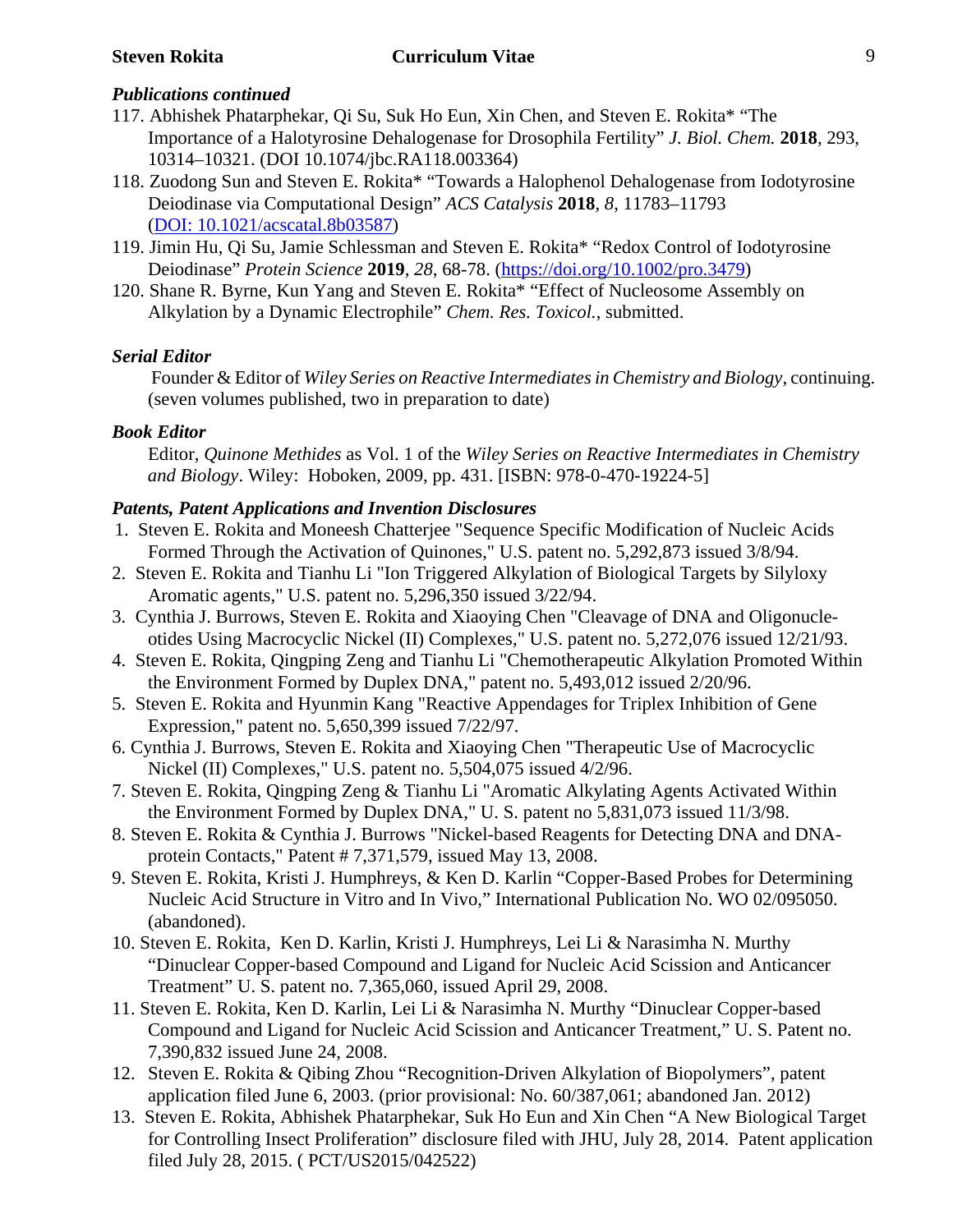***Publications continued***

117. Abhishek Phatarphekar, Qi Su, Suk Ho Eun, Xin Chen, and Steven E. Rokita* "The Importance of a Halotyrosine Dehalogenase for Drosophila Fertility" *J. Biol. Chem.* **2018**, 293, 10314–10321. (DOI 10.1074/jbc.RA118.003364)
118. Zuodong Sun and Steven E. Rokita* "Towards a Halophenol Dehalogenase from Iodotyrosine Deiodinase via Computational Design" *ACS Catalysis* **2018**, *8*, 11783–11793 (DOI: 10.1021/acscatal.8b03587)
119. Jimin Hu, Qi Su, Jamie Schlessman and Steven E. Rokita* "Redox Control of Iodotyrosine Deiodinase" *Protein Science* **2019**, *28*, 68-78. (https://doi.org/10.1002/pro.3479)
120. Shane R. Byrne, Kun Yang and Steven E. Rokita* "Effect of Nucleosome Assembly on Alkylation by a Dynamic Electrophile" *Chem. Res. Toxicol.*, submitted.

***Serial Editor***

Founder & Editor of *Wiley Series on Reactive Intermediates in Chemistry and Biology*, continuing. (seven volumes published, two in preparation to date)

***Book Editor***

Editor, *Quinone Methides* as Vol. 1 of the *Wiley Series on Reactive Intermediates in Chemistry and Biology*. Wiley: Hoboken, 2009, pp. 431. [ISBN: 978-0-470-19224-5]

***Patents, Patent Applications and Invention Disclosures***

1. Steven E. Rokita and Moneesh Chatterjee "Sequence Specific Modification of Nucleic Acids Formed Through the Activation of Quinones," U.S. patent no. 5,292,873 issued 3/8/94.
2. Steven E. Rokita and Tianhu Li "Ion Triggered Alkylation of Biological Targets by Silyloxy Aromatic agents," U.S. patent no. 5,296,350 issued 3/22/94.
3. Cynthia J. Burrows, Steven E. Rokita and Xiaoying Chen "Cleavage of DNA and Oligonucle-otides Using Macrocyclic Nickel (II) Complexes," U.S. patent no. 5,272,076 issued 12/21/93.
4. Steven E. Rokita, Qingping Zeng and Tianhu Li "Chemotherapeutic Alkylation Promoted Within the Environment Formed by Duplex DNA," patent no. 5,493,012 issued 2/20/96.
5. Steven E. Rokita and Hyunmin Kang "Reactive Appendages for Triplex Inhibition of Gene Expression," patent no. 5,650,399 issued 7/22/97.
6. Cynthia J. Burrows, Steven E. Rokita and Xiaoying Chen "Therapeutic Use of Macrocyclic Nickel (II) Complexes," U.S. patent no. 5,504,075 issued 4/2/96.
7. Steven E. Rokita, Qingping Zeng & Tianhu Li "Aromatic Alkylating Agents Activated Within the Environment Formed by Duplex DNA," U. S. patent no 5,831,073 issued 11/3/98.
8. Steven E. Rokita & Cynthia J. Burrows "Nickel-based Reagents for Detecting DNA and DNA-protein Contacts," Patent # 7,371,579, issued May 13, 2008.
9. Steven E. Rokita, Kristi J. Humphreys, & Ken D. Karlin "Copper-Based Probes for Determining Nucleic Acid Structure in Vitro and In Vivo," International Publication No. WO 02/095050. (abandoned).
10. Steven E. Rokita, Ken D. Karlin, Kristi J. Humphreys, Lei Li & Narasimha N. Murthy "Dinuclear Copper-based Compound and Ligand for Nucleic Acid Scission and Anticancer Treatment" U. S. patent no. 7,365,060, issued April 29, 2008.
11. Steven E. Rokita, Ken D. Karlin, Lei Li & Narasimha N. Murthy "Dinuclear Copper-based Compound and Ligand for Nucleic Acid Scission and Anticancer Treatment," U. S. Patent no. 7,390,832 issued June 24, 2008.
12. Steven E. Rokita & Qibing Zhou "Recognition-Driven Alkylation of Biopolymers", patent application filed June 6, 2003. (prior provisional: No. 60/387,061; abandoned Jan. 2012)
13. Steven E. Rokita, Abhishek Phatarphekar, Suk Ho Eun and Xin Chen "A New Biological Target for Controlling Insect Proliferation" disclosure filed with JHU, July 28, 2014. Patent application filed July 28, 2015. ( PCT/US2015/042522)